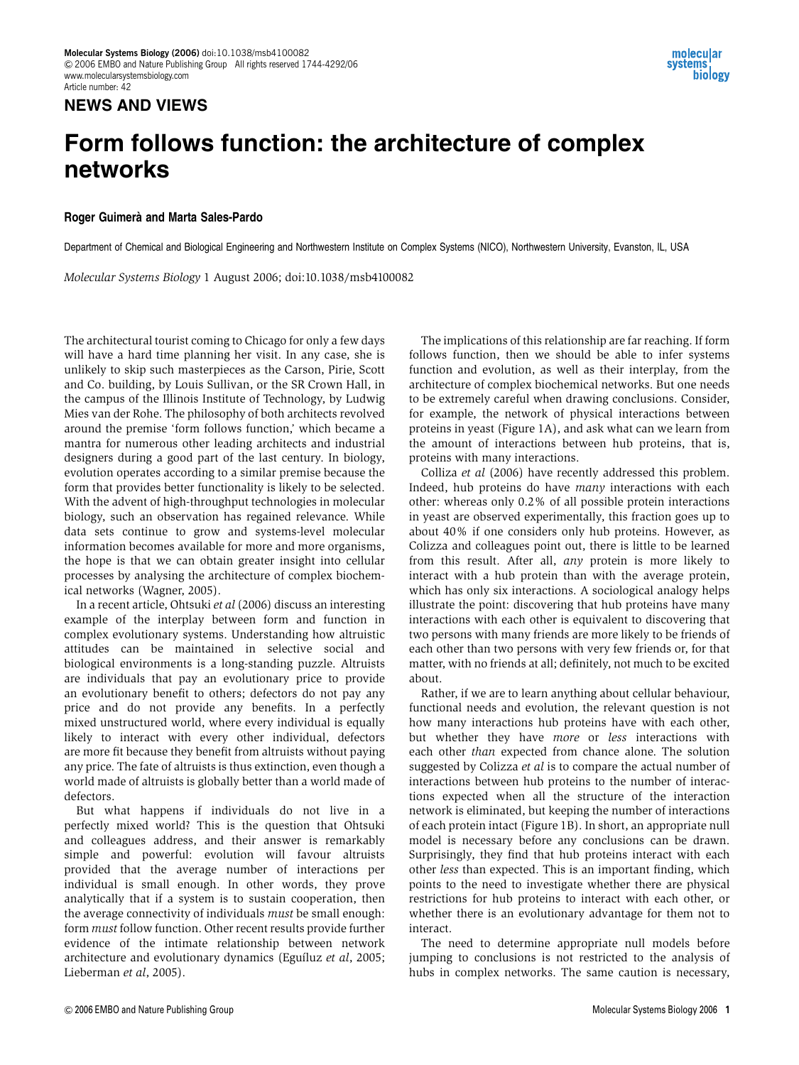**NEWS AND VIEWS**

# Form follows function: the architecture of complex networks

**Roger Guimerà and Marta Sales-Pardo**

Department of Chemical and Biological Engineering and Northwestern Institute on Complex Systems (NICO), Northwestern University, Evanston, IL, USA

*Molecular Systems Biology* 1 August 2006; doi:10.1038/msb4100082

The architectural tourist coming to Chicago for only a few days will have a hard time planning her visit. In any case, she is unlikely to skip such masterpieces as the Carson, Pirie, Scott and Co. building, by Louis Sullivan, or the SR Crown Hall, in the campus of the Illinois Institute of Technology, by Ludwig Mies van der Rohe. The philosophy of both architects revolved around the premise 'form follows function,' which became a mantra for numerous other leading architects and industrial designers during a good part of the last century. In biology, evolution operates according to a similar premise because the form that provides better functionality is likely to be selected. With the advent of high-throughput technologies in molecular biology, such an observation has regained relevance. While data sets continue to grow and systems-level molecular information becomes available for more and more organisms, the hope is that we can obtain greater insight into cellular processes by analysing the architecture of complex biochemical networks (Wagner, 2005).

In a recent article, Ohtsuki *et al* (2006) discuss an interesting example of the interplay between form and function in complex evolutionary systems. Understanding how altruistic attitudes can be maintained in selective social and biological environments is a long-standing puzzle. Altruists are individuals that pay an evolutionary price to provide an evolutionary benefit to others; defectors do not pay any price and do not provide any benefits. In a perfectly mixed unstructured world, where every individual is equally likely to interact with every other individual, defectors are more fit because they benefit from altruists without paying any price. The fate of altruists is thus extinction, even though a world made of altruists is globally better than a world made of defectors.

But what happens if individuals do not live in a perfectly mixed world? This is the question that Ohtsuki and colleagues address, and their answer is remarkably simple and powerful: evolution will favour altruists provided that the average number of interactions per individual is small enough. In other words, they prove analytically that if a system is to sustain cooperation, then the average connectivity of individuals *must* be small enough: form *must* follow function. Other recent results provide further evidence of the intimate relationship between network architecture and evolutionary dynamics (Eguíluz *et al*, 2005; Lieberman *et al*, 2005).

The implications of this relationship are far reaching. If form follows function, then we should be able to infer systems function and evolution, as well as their interplay, from the architecture of complex biochemical networks. But one needs to be extremely careful when drawing conclusions. Consider, for example, the network of physical interactions between proteins in yeast (Figure 1A), and ask what can we learn from the amount of interactions between hub proteins, that is, proteins with many interactions.

Colliza *et al* (2006) have recently addressed this problem. Indeed, hub proteins do have *many* interactions with each other: whereas only 0.2% of all possible protein interactions in yeast are observed experimentally, this fraction goes up to about 40% if one considers only hub proteins. However, as Colizza and colleagues point out, there is little to be learned from this result. After all, *any* protein is more likely to interact with a hub protein than with the average protein, which has only six interactions. A sociological analogy helps illustrate the point: discovering that hub proteins have many interactions with each other is equivalent to discovering that two persons with many friends are more likely to be friends of each other than two persons with very few friends or, for that matter, with no friends at all; definitely, not much to be excited about.

Rather, if we are to learn anything about cellular behaviour, functional needs and evolution, the relevant question is not how many interactions hub proteins have with each other, but whether they have *more* or *less* interactions with each other *than* expected from chance alone. The solution suggested by Colizza *et al* is to compare the actual number of interactions between hub proteins to the number of interactions expected when all the structure of the interaction network is eliminated, but keeping the number of interactions of each protein intact (Figure 1B). In short, an appropriate null model is necessary before any conclusions can be drawn. Surprisingly, they find that hub proteins interact with each other *less* than expected. This is an important finding, which points to the need to investigate whether there are physical restrictions for hub proteins to interact with each other, or whether there is an evolutionary advantage for them not to interact.

The need to determine appropriate null models before jumping to conclusions is not restricted to the analysis of hubs in complex networks. The same caution is necessary,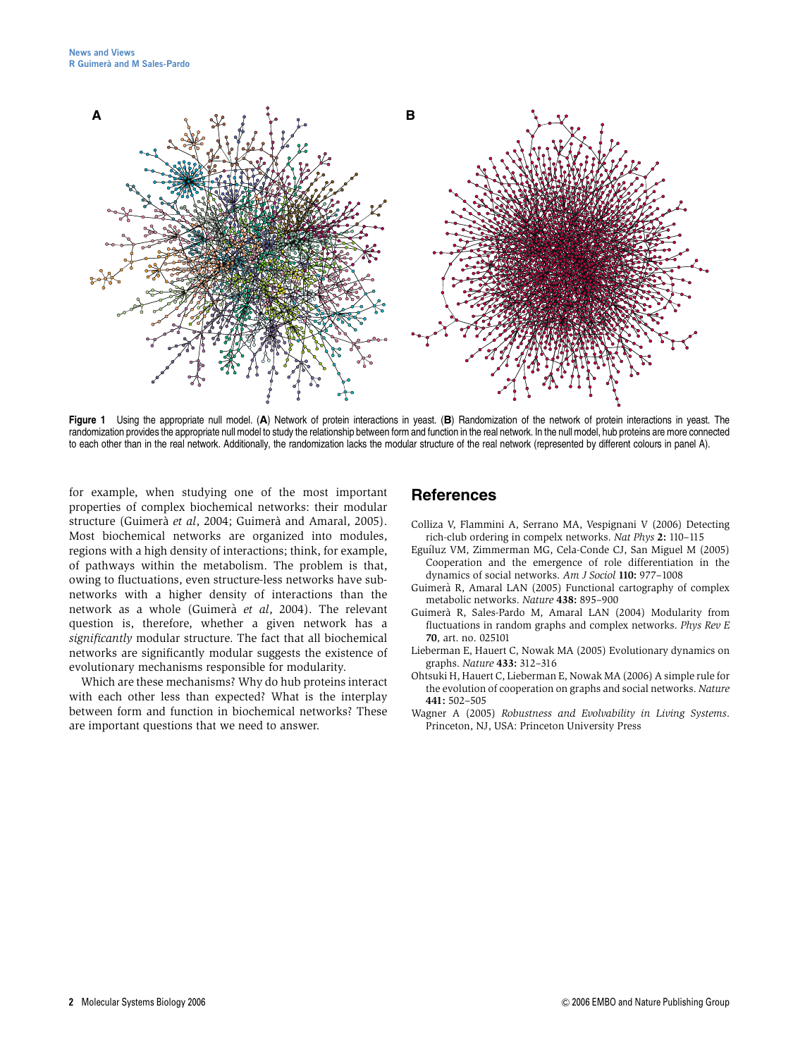**Figure 1** Using the appropriate null model. (**A**) Network of protein interactions in yeast. (**B**) Randomization of the network of protein interactions in yeast. The randomization provides the appropriate null model to study the relationship between form and function in the real network. In the null model, hub proteins are more connected to each other than in the real network. Additionally, the randomization lacks the modular structure of the real network (represented by different colours in panel A).

for example, when studying one of the most important properties of complex biochemical networks: their modular structure (Guimerà *et al*, 2004; Guimerà and Amaral, 2005). Most biochemical networks are organized into modules, regions with a high density of interactions; think, for example, of pathways within the metabolism. The problem is that, owing to fluctuations, even structure-less networks have sub-networks with a higher density of interactions than the network as a whole (Guimerà *et al*, 2004). The relevant question is, therefore, whether a given network has a *significantly* modular structure. The fact that all biochemical networks are significantly modular suggests the existence of evolutionary mechanisms responsible for modularity.

Which are these mechanisms? Why do hub proteins interact with each other less than expected? What is the interplay between form and function in biochemical networks? These are important questions that we need to answer.

## References

Colliza V, Flammini A, Serrano MA, Vespignani V (2006) Detecting rich-club ordering in compelx networks. *Nat Phys* **2:** 110–115

Eguíluz VM, Zimmerman MG, Cela-Conde CJ, San Miguel M (2005) Cooperation and the emergence of role differentiation in the dynamics of social networks. *Am J Sociol* **110:** 977–1008

Guimerà R, Amaral LAN (2005) Functional cartography of complex metabolic networks. *Nature* **438:** 895–900

Guimerà R, Sales-Pardo M, Amaral LAN (2004) Modularity from fluctuations in random graphs and complex networks. *Phys Rev E* **70**, art. no. 025101

Lieberman E, Hauert C, Nowak MA (2005) Evolutionary dynamics on graphs. *Nature* **433:** 312–316

Ohtsuki H, Hauert C, Lieberman E, Nowak MA (2006) A simple rule for the evolution of cooperation on graphs and social networks. *Nature* **441:** 502–505

Wagner A (2005) *Robustness and Evolvability in Living Systems*. Princeton, NJ, USA: Princeton University Press